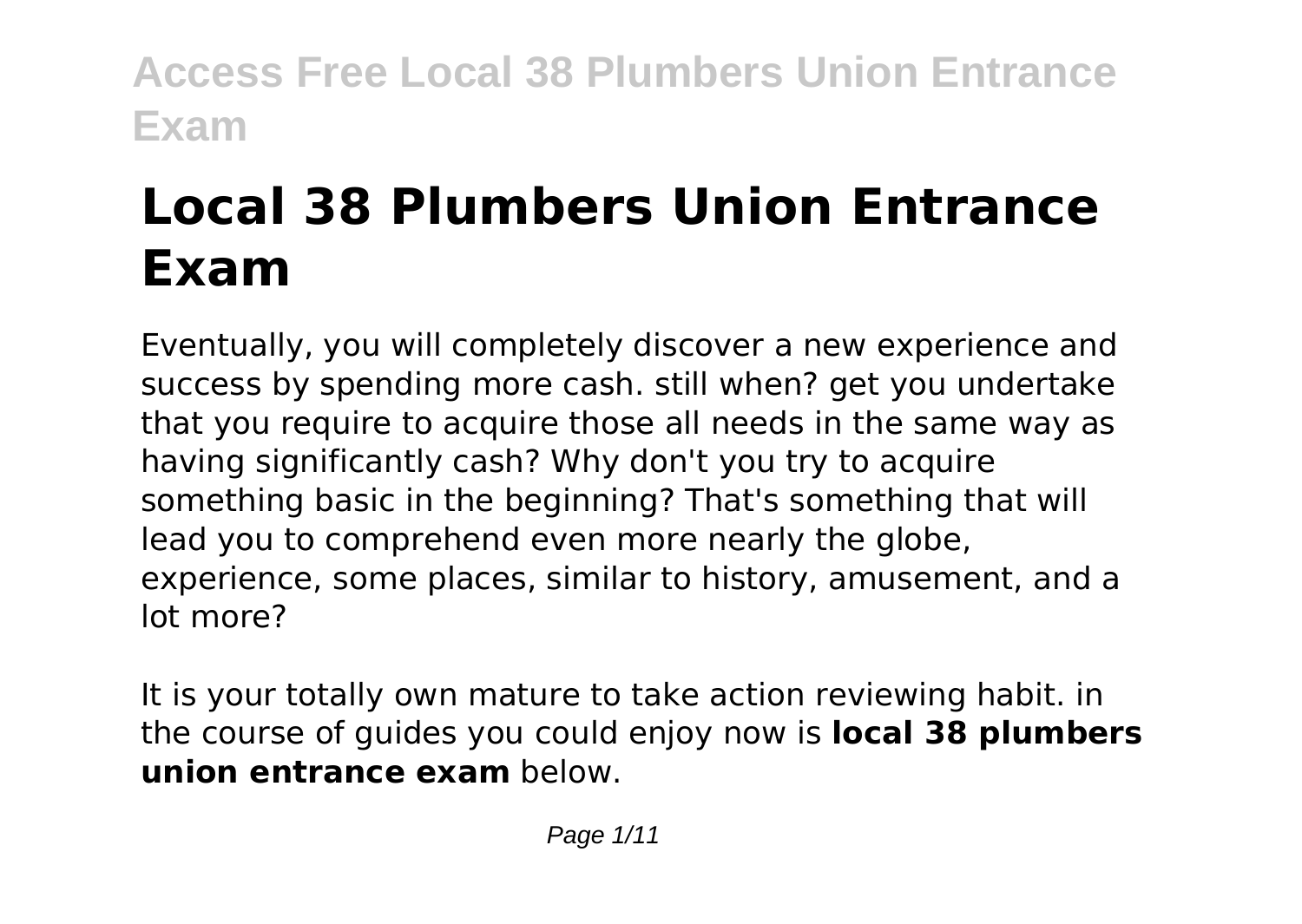# Local 38 Plumbers Union Entrance Exam

Eventually, you will completely discover a new experience and success by spending more cash. still when? get you undertake that you require to acquire those all needs in the same way as having significantly cash? Why don't you try to acquire something basic in the beginning? That's something that will lead you to comprehend even more nearly the globe, experience, some places, similar to history, amusement, and a lot more?

It is your totally own mature to take action reviewing habit. in the course of guides you could enjoy now is **local 38 plumbers union entrance exam** below.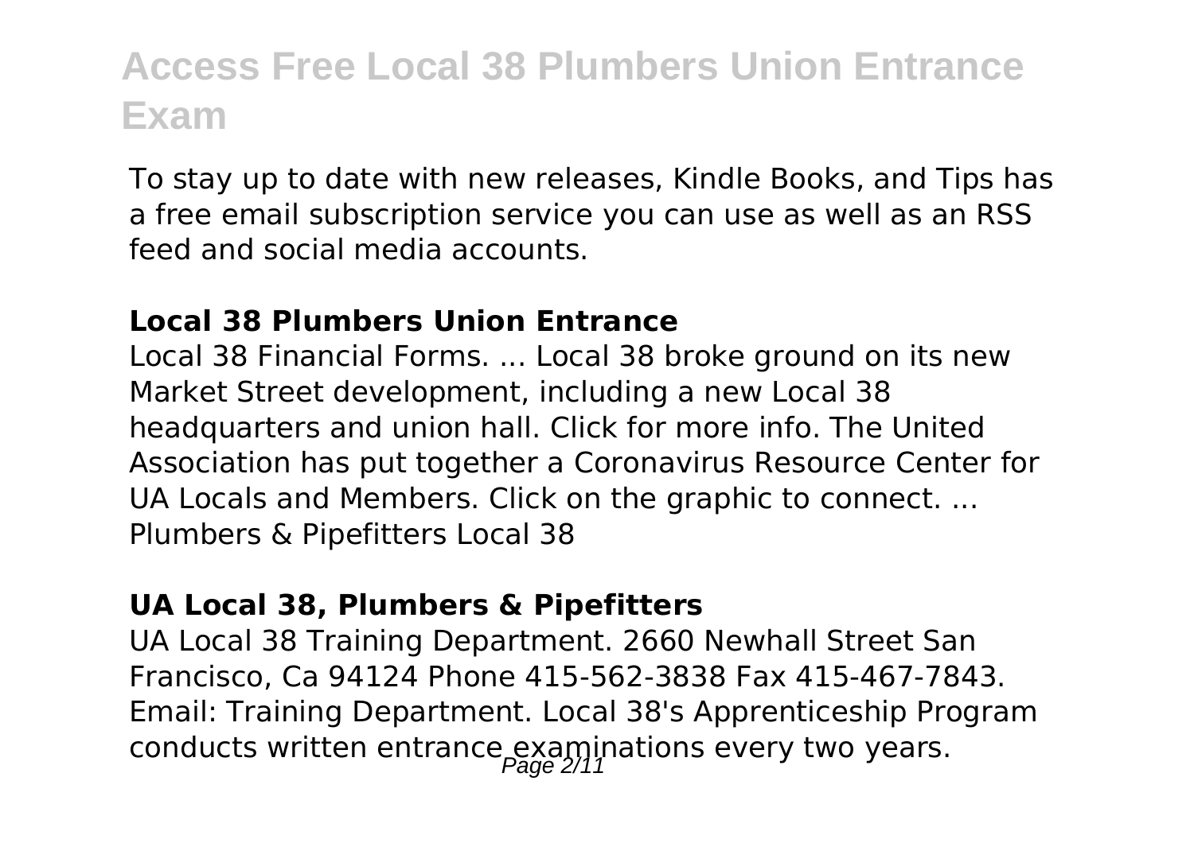To stay up to date with new releases, Kindle Books, and Tips has a free email subscription service you can use as well as an RSS feed and social media accounts.

### Local 38 Plumbers Union Entrance

Local 38 Financial Forms. ... Local 38 broke ground on its new Market Street development, including a new Local 38 headquarters and union hall. Click for more info. The United Association has put together a Coronavirus Resource Center for UA Locals and Members. Click on the graphic to connect. ... Plumbers & Pipefitters Local 38

### UA Local 38, Plumbers & Pipefitters

UA Local 38 Training Department. 2660 Newhall Street San Francisco, Ca 94124 Phone 415-562-3838 Fax 415-467-7843. Email: Training Department. Local 38's Apprenticeship Program conducts written entrance examinations every two years.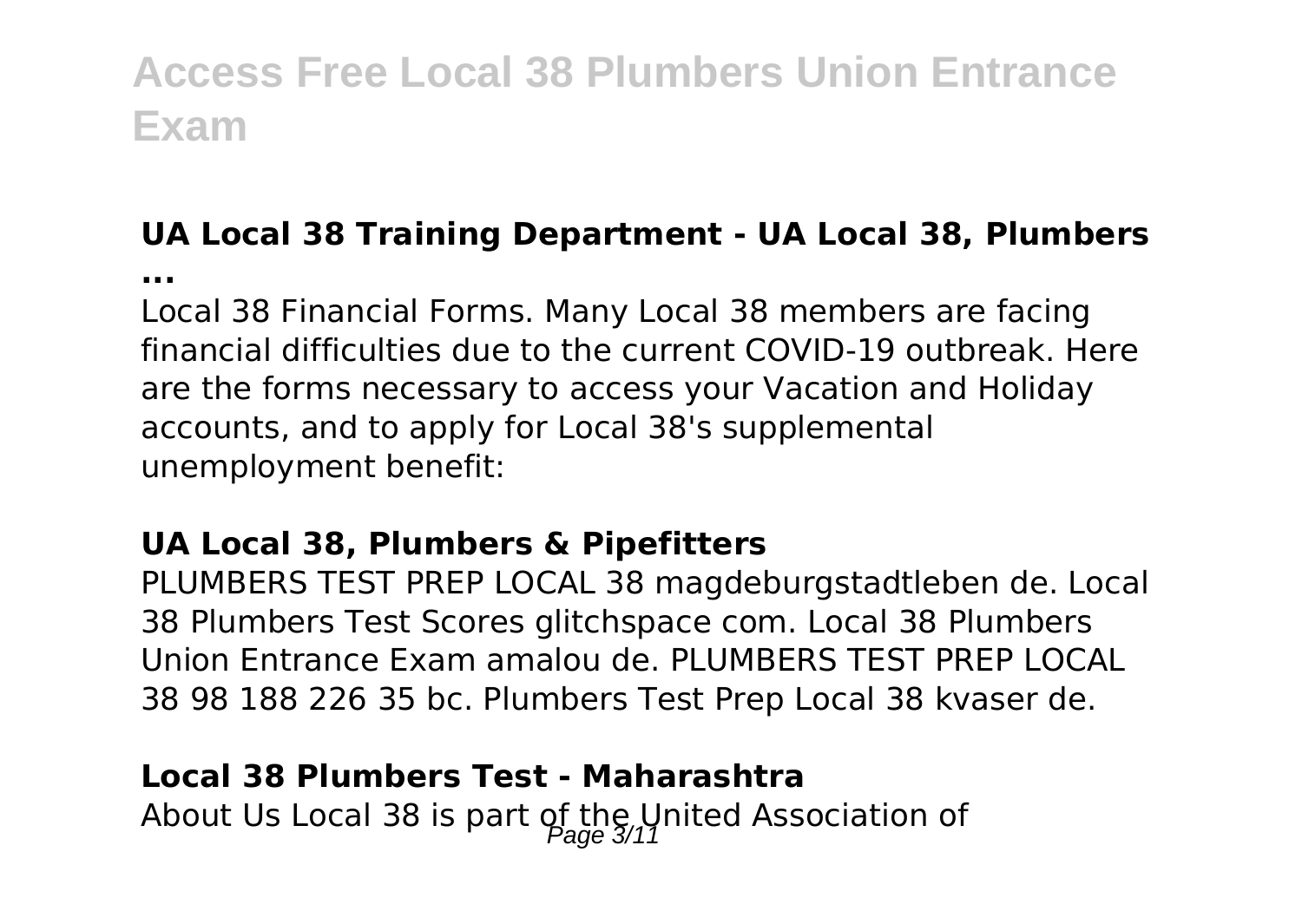### UA Local 38 Training Department - UA Local 38, Plumbers ...

Local 38 Financial Forms. Many Local 38 members are facing financial difficulties due to the current COVID-19 outbreak. Here are the forms necessary to access your Vacation and Holiday accounts, and to apply for Local 38's supplemental unemployment benefit:

### UA Local 38, Plumbers & Pipefitters

PLUMBERS TEST PREP LOCAL 38 magdeburgstadtleben de. Local 38 Plumbers Test Scores glitchspace com. Local 38 Plumbers Union Entrance Exam amalou de. PLUMBERS TEST PREP LOCAL 38 98 188 226 35 bc. Plumbers Test Prep Local 38 kvaser de.

### Local 38 Plumbers Test - Maharashtra

About Us Local 38 is part of the United Association of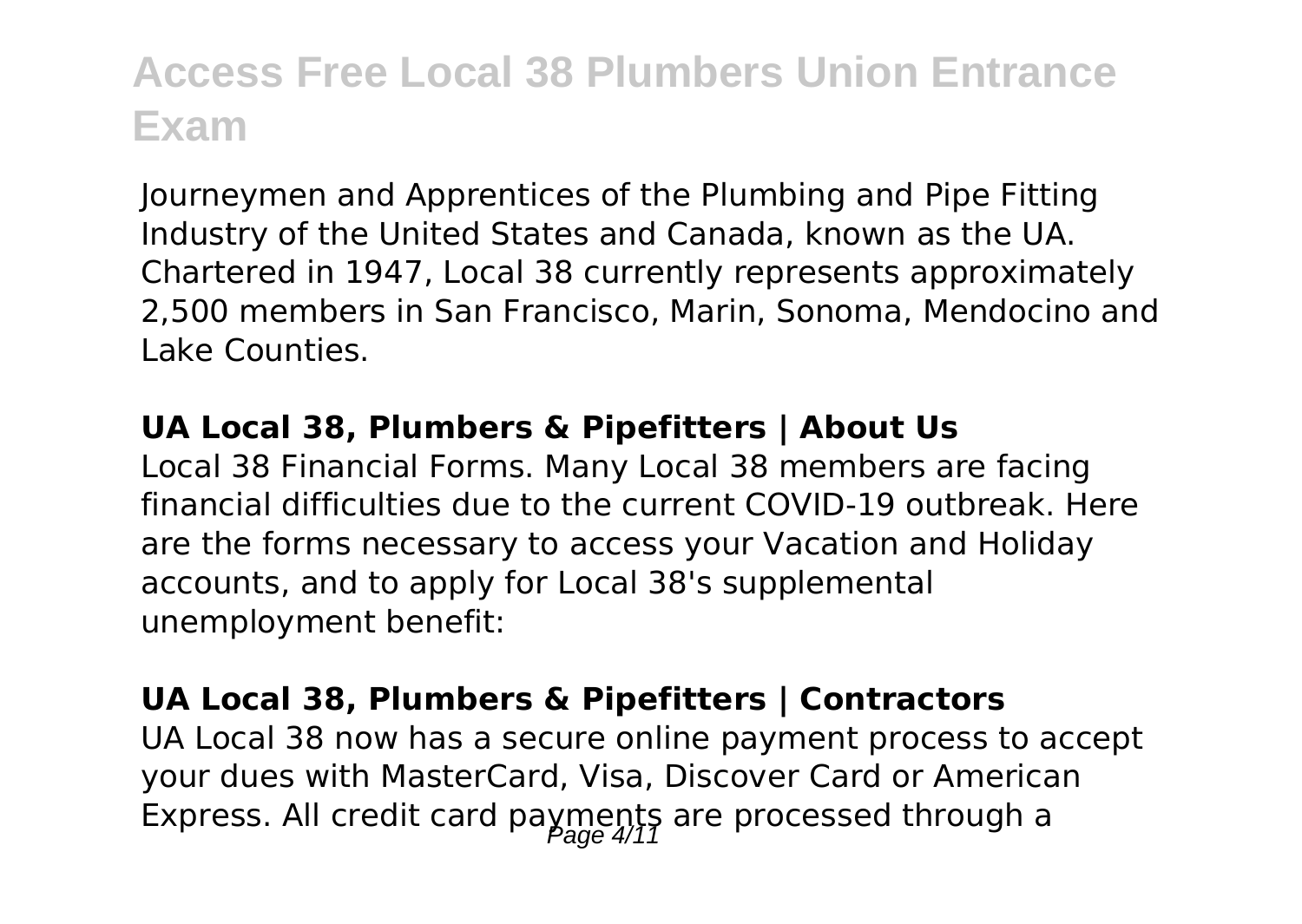Journeymen and Apprentices of the Plumbing and Pipe Fitting Industry of the United States and Canada, known as the UA. Chartered in 1947, Local 38 currently represents approximately 2,500 members in San Francisco, Marin, Sonoma, Mendocino and Lake Counties.

**UA Local 38, Plumbers & Pipefitters | About Us**

Local 38 Financial Forms. Many Local 38 members are facing financial difficulties due to the current COVID-19 outbreak. Here are the forms necessary to access your Vacation and Holiday accounts, and to apply for Local 38's supplemental unemployment benefit:

**UA Local 38, Plumbers & Pipefitters | Contractors**

UA Local 38 now has a secure online payment process to accept your dues with MasterCard, Visa, Discover Card or American Express. All credit card payments are processed through a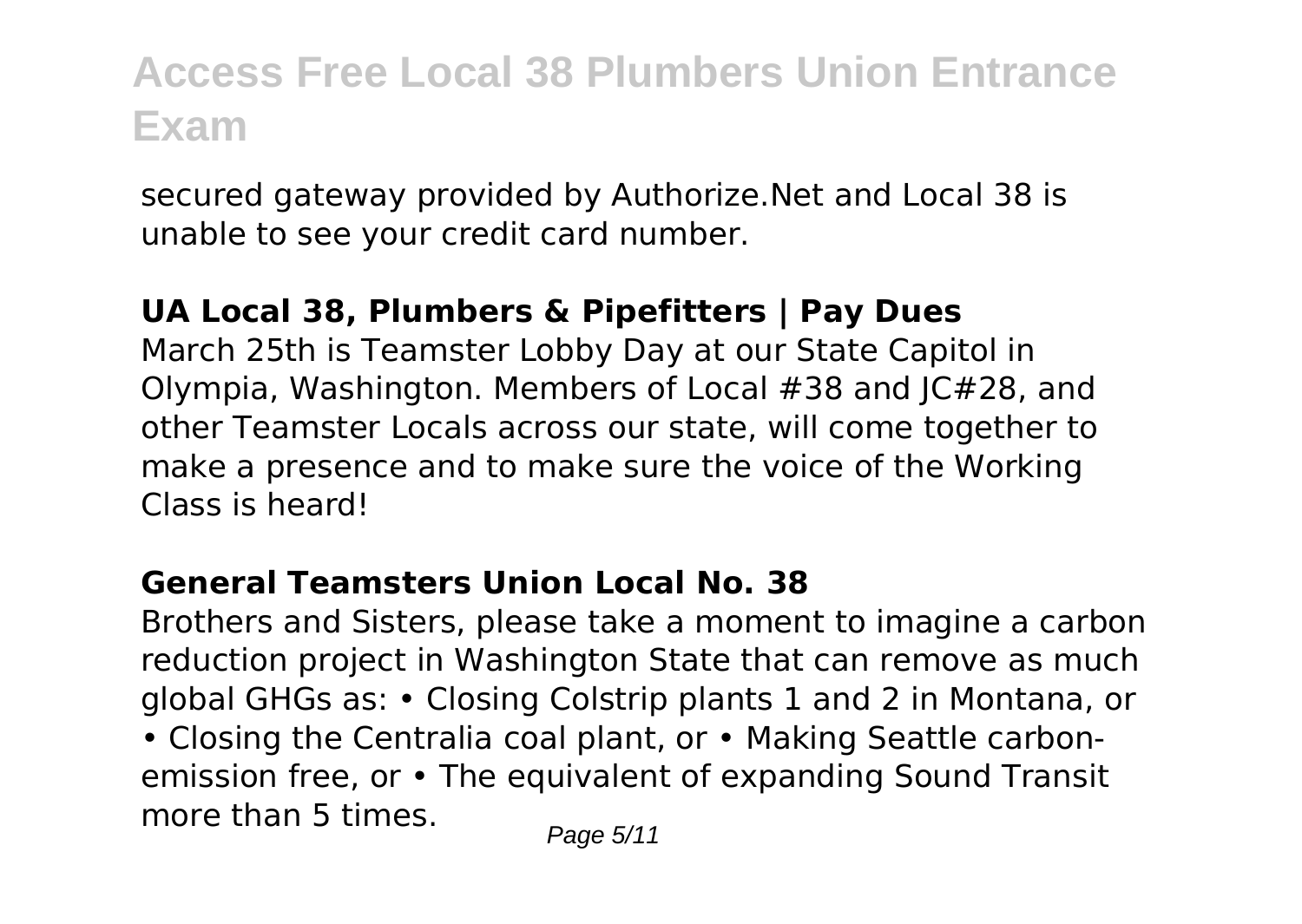secured gateway provided by Authorize.Net and Local 38 is unable to see your credit card number.

### UA Local 38, Plumbers & Pipefitters | Pay Dues

March 25th is Teamster Lobby Day at our State Capitol in Olympia, Washington. Members of Local #38 and JC#28, and other Teamster Locals across our state, will come together to make a presence and to make sure the voice of the Working Class is heard!

### General Teamsters Union Local No. 38

Brothers and Sisters, please take a moment to imagine a carbon reduction project in Washington State that can remove as much global GHGs as: • Closing Colstrip plants 1 and 2 in Montana, or • Closing the Centralia coal plant, or • Making Seattle carbon-emission free, or • The equivalent of expanding Sound Transit more than 5 times.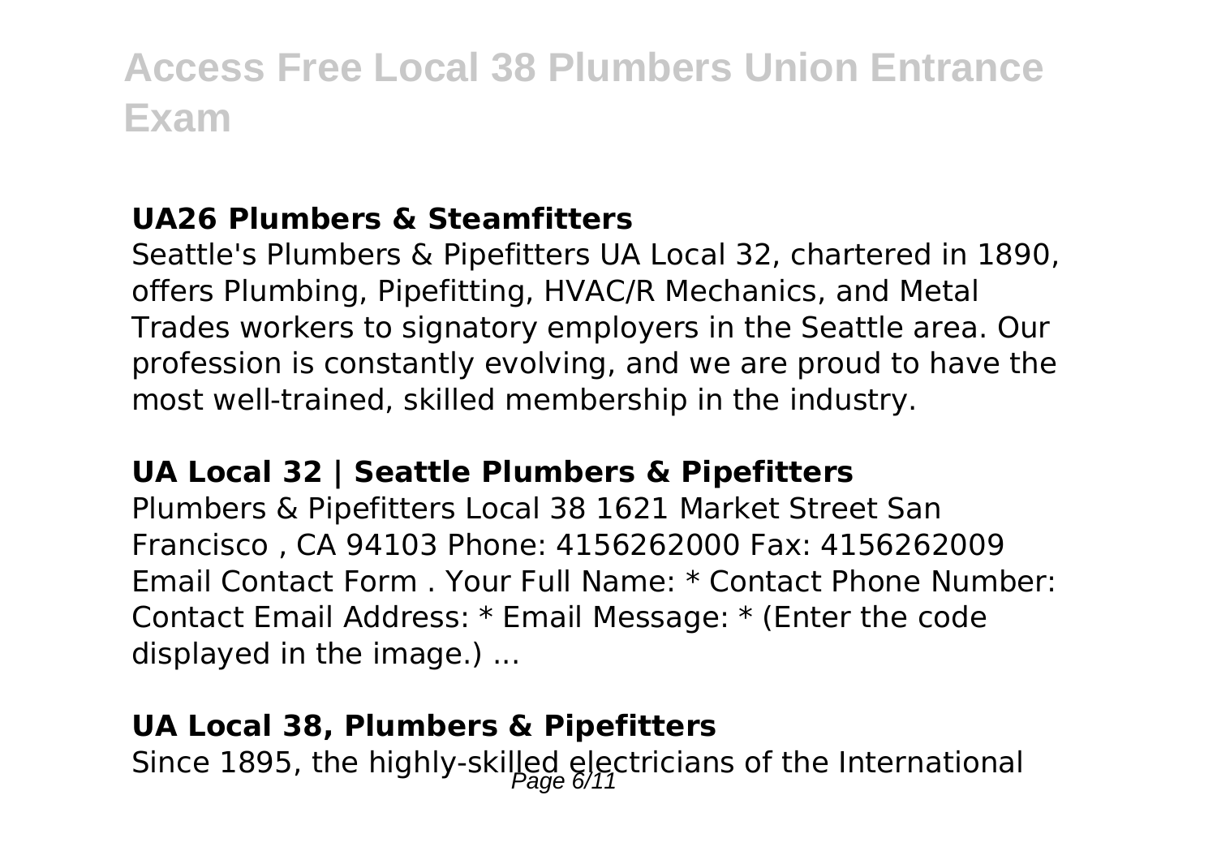### UA26 Plumbers & Steamfitters

Seattle's Plumbers & Pipefitters UA Local 32, chartered in 1890, offers Plumbing, Pipefitting, HVAC/R Mechanics, and Metal Trades workers to signatory employers in the Seattle area. Our profession is constantly evolving, and we are proud to have the most well-trained, skilled membership in the industry.

### UA Local 32 | Seattle Plumbers & Pipefitters

Plumbers & Pipefitters Local 38 1621 Market Street San Francisco , CA 94103 Phone: 4156262000 Fax: 4156262009 Email Contact Form . Your Full Name: * Contact Phone Number: Contact Email Address: * Email Message: * (Enter the code displayed in the image.) ...

### UA Local 38, Plumbers & Pipefitters

Since 1895, the highly-skilled electricians of the International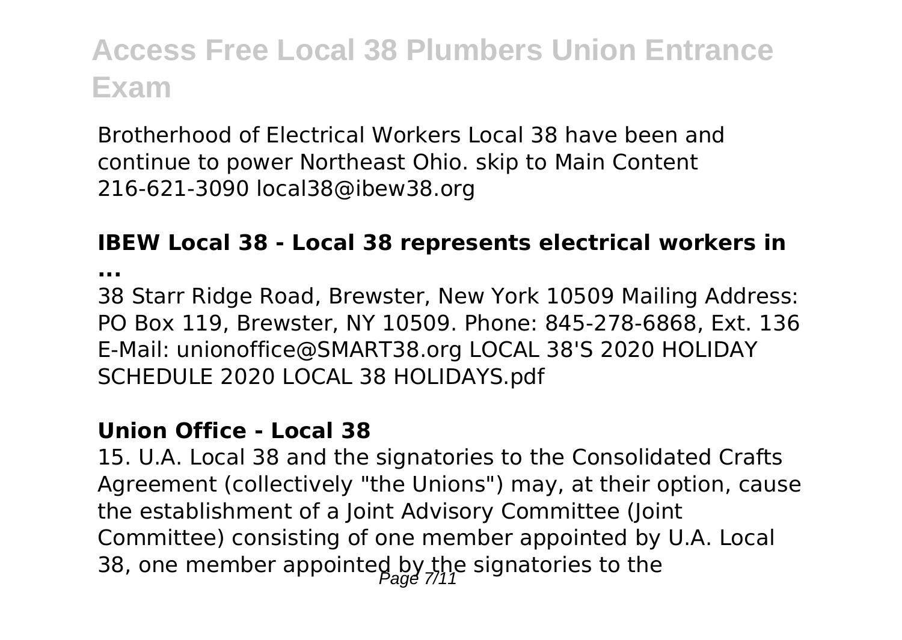Brotherhood of Electrical Workers Local 38 have been and continue to power Northeast Ohio. skip to Main Content 216-621-3090 local38@ibew38.org

### IBEW Local 38 - Local 38 represents electrical workers in ...

38 Starr Ridge Road, Brewster, New York 10509 Mailing Address: PO Box 119, Brewster, NY 10509. Phone: 845-278-6868, Ext. 136 E-Mail: unionoffice@SMART38.org LOCAL 38'S 2020 HOLIDAY SCHEDULE 2020 LOCAL 38 HOLIDAYS.pdf

### Union Office - Local 38

15. U.A. Local 38 and the signatories to the Consolidated Crafts Agreement (collectively "the Unions") may, at their option, cause the establishment of a Joint Advisory Committee (Joint Committee) consisting of one member appointed by U.A. Local 38, one member appointed by the signatories to the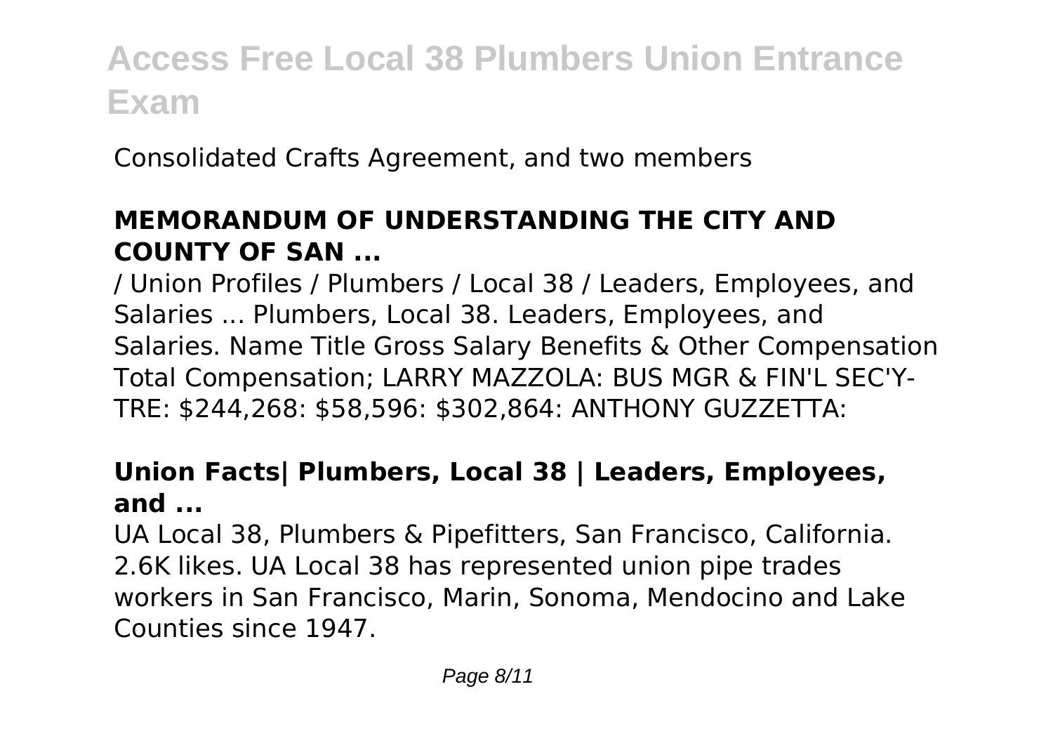Consolidated Crafts Agreement, and two members

**MEMORANDUM OF UNDERSTANDING THE CITY AND COUNTY OF SAN ...**

/ Union Profiles / Plumbers / Local 38 / Leaders, Employees, and Salaries ... Plumbers, Local 38. Leaders, Employees, and Salaries. Name Title Gross Salary Benefits & Other Compensation Total Compensation; LARRY MAZZOLA: BUS MGR & FIN'L SEC'Y-TRE: $244,268: $58,596: $302,864: ANTHONY GUZZETTA:

**Union Facts| Plumbers, Local 38 | Leaders, Employees, and ...**

UA Local 38, Plumbers & Pipefitters, San Francisco, California. 2.6K likes. UA Local 38 has represented union pipe trades workers in San Francisco, Marin, Sonoma, Mendocino and Lake Counties since 1947.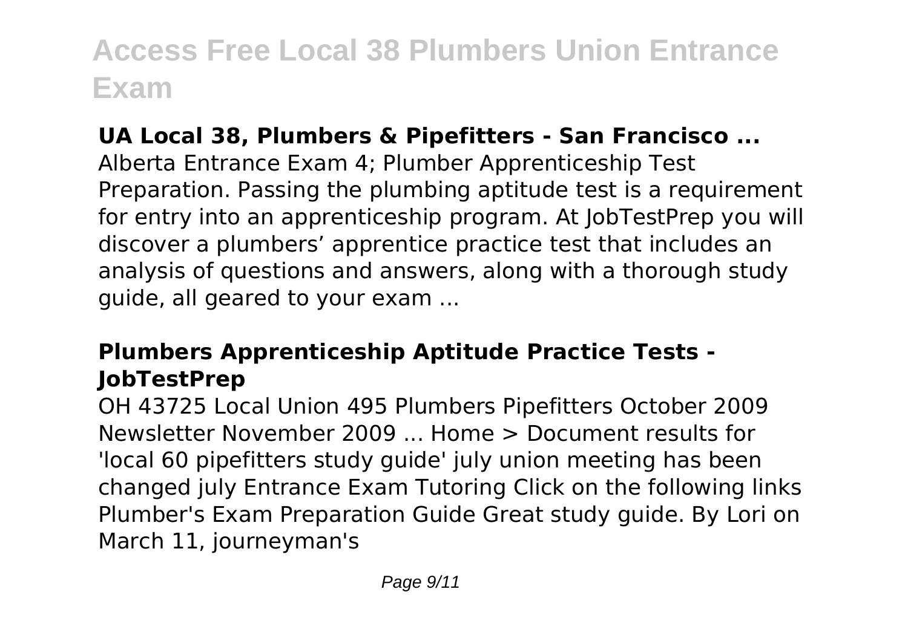### UA Local 38, Plumbers & Pipefitters - San Francisco ...

Alberta Entrance Exam 4; Plumber Apprenticeship Test Preparation. Passing the plumbing aptitude test is a requirement for entry into an apprenticeship program. At JobTestPrep you will discover a plumbers' apprentice practice test that includes an analysis of questions and answers, along with a thorough study guide, all geared to your exam ...

### Plumbers Apprenticeship Aptitude Practice Tests - JobTestPrep

OH 43725 Local Union 495 Plumbers Pipefitters October 2009 Newsletter November 2009 ... Home > Document results for 'local 60 pipefitters study guide' july union meeting has been changed july Entrance Exam Tutoring Click on the following links Plumber's Exam Preparation Guide Great study guide. By Lori on March 11, journeyman's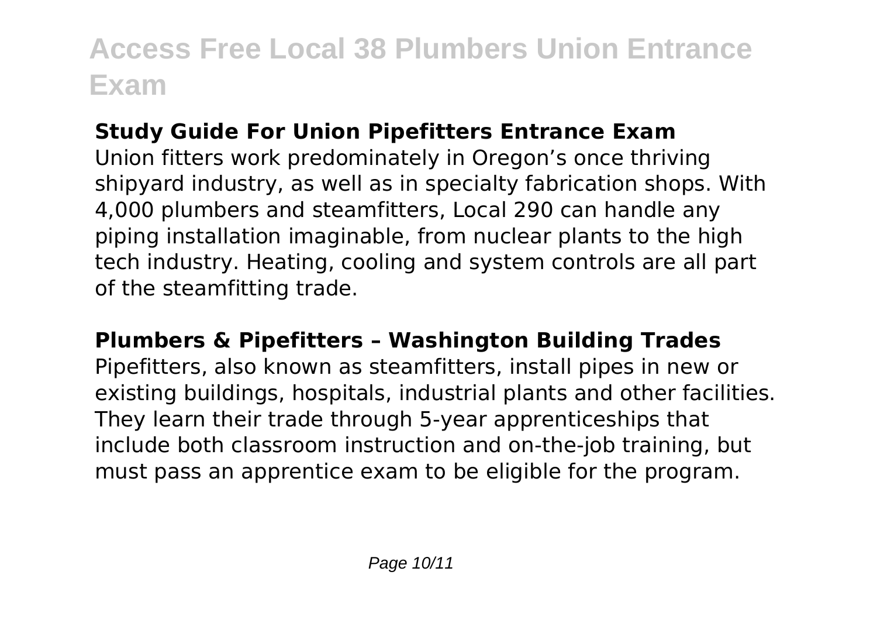### Study Guide For Union Pipefitters Entrance Exam

Union fitters work predominately in Oregon's once thriving shipyard industry, as well as in specialty fabrication shops. With 4,000 plumbers and steamfitters, Local 290 can handle any piping installation imaginable, from nuclear plants to the high tech industry. Heating, cooling and system controls are all part of the steamfitting trade.

### Plumbers & Pipefitters – Washington Building Trades

Pipefitters, also known as steamfitters, install pipes in new or existing buildings, hospitals, industrial plants and other facilities. They learn their trade through 5-year apprenticeships that include both classroom instruction and on-the-job training, but must pass an apprentice exam to be eligible for the program.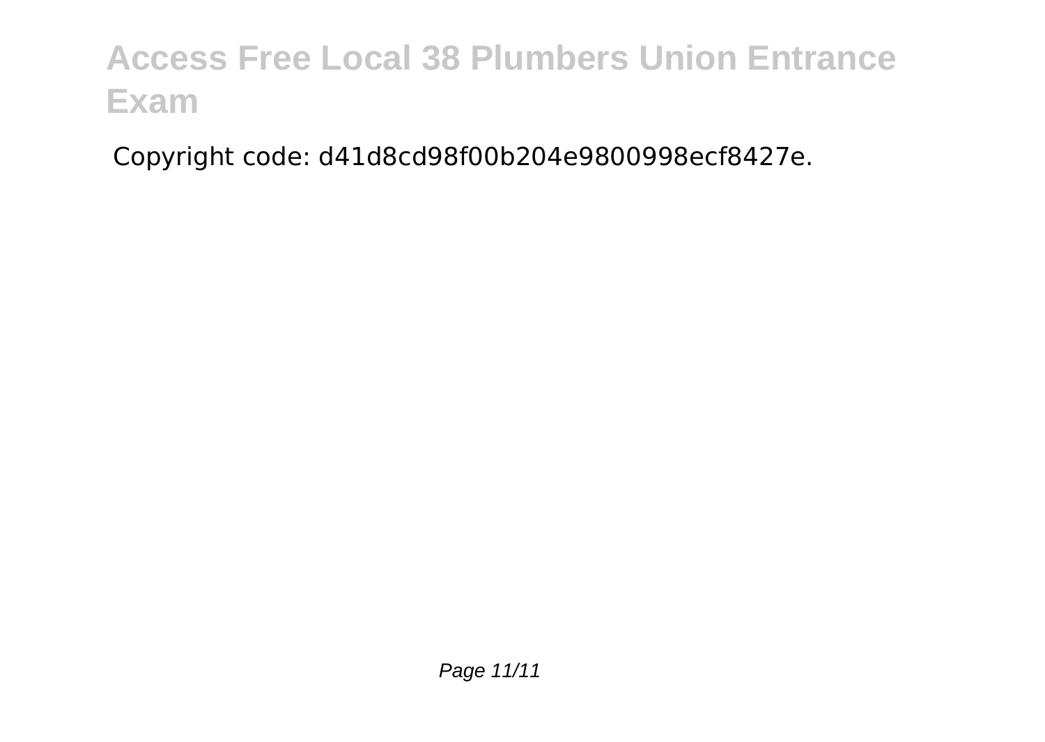Copyright code: d41d8cd98f00b204e9800998ecf8427e.